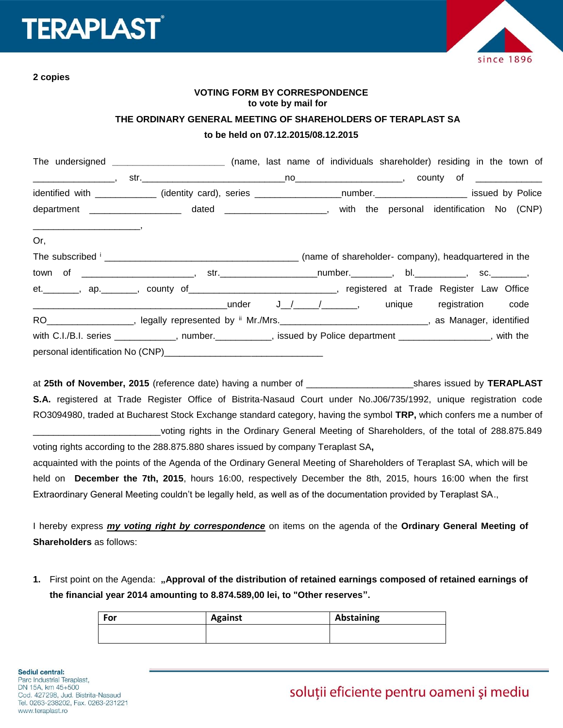**2 copies**

**VOTING FORM BY CORRESPONDENCE**
**to vote by mail for**

**THE ORDINARY GENERAL MEETING OF SHAREHOLDERS OF TERAPLAST SA**

**to be held on 07.12.2015/08.12.2015**

The undersigned ______________________ (name, last name of individuals shareholder) residing in the town of _______________, str.____________________________no____________________, county of ____________ identified with ___________ (identity card), series ________________number._________________ issued by Police department _________________ dated ___________________, with the personal identification No (CNP) ____________________,

Or,

The subscribed [i] ______________________________________ (name of shareholder- company), headquartered in the town of _____________________, str.__________________number.________, bl.__________, sc._______, et._______, ap._______, county of_____________________________, registered at Trade Register Law Office ______________________________________under J__/_____/_______, unique registration code RO_________________, legally represented by [ii] Mr./Mrs._____________________________, as Manager, identified with C.I./B.I. series ____________, number.___________, issued by Police department _________________, with the personal identification No (CNP)_______________________________

at **25th of November, 2015** (reference date) having a number of ____________________shares issued by **TERAPLAST S.A.** registered at Trade Register Office of Bistrita-Nasaud Court under No.J06/735/1992, unique registration code RO3094980, traded at Bucharest Stock Exchange standard category, having the symbol **TRP,** which confers me a number of _________________________voting rights in the Ordinary General Meeting of Shareholders, of the total of 288.875.849 voting rights according to the 288.875.880 shares issued by company Teraplast SA**,**

acquainted with the points of the Agenda of the Ordinary General Meeting of Shareholders of Teraplast SA, which will be held on **December the 7th, 2015**, hours 16:00, respectively December the 8th, 2015, hours 16:00 when the first Extraordinary General Meeting couldn't be legally held, as well as of the documentation provided by Teraplast SA.,

I hereby express ***my voting right by correspondence*** on items on the agenda of the **Ordinary General Meeting of Shareholders** as follows:

1. First point on the Agenda: **„Approval of the distribution of retained earnings composed of retained earnings of the financial year 2014 amounting to 8.874.589,00 lei, to "Other reserves".**

| For | Against | Abstaining |
|---|---|---|
| | | |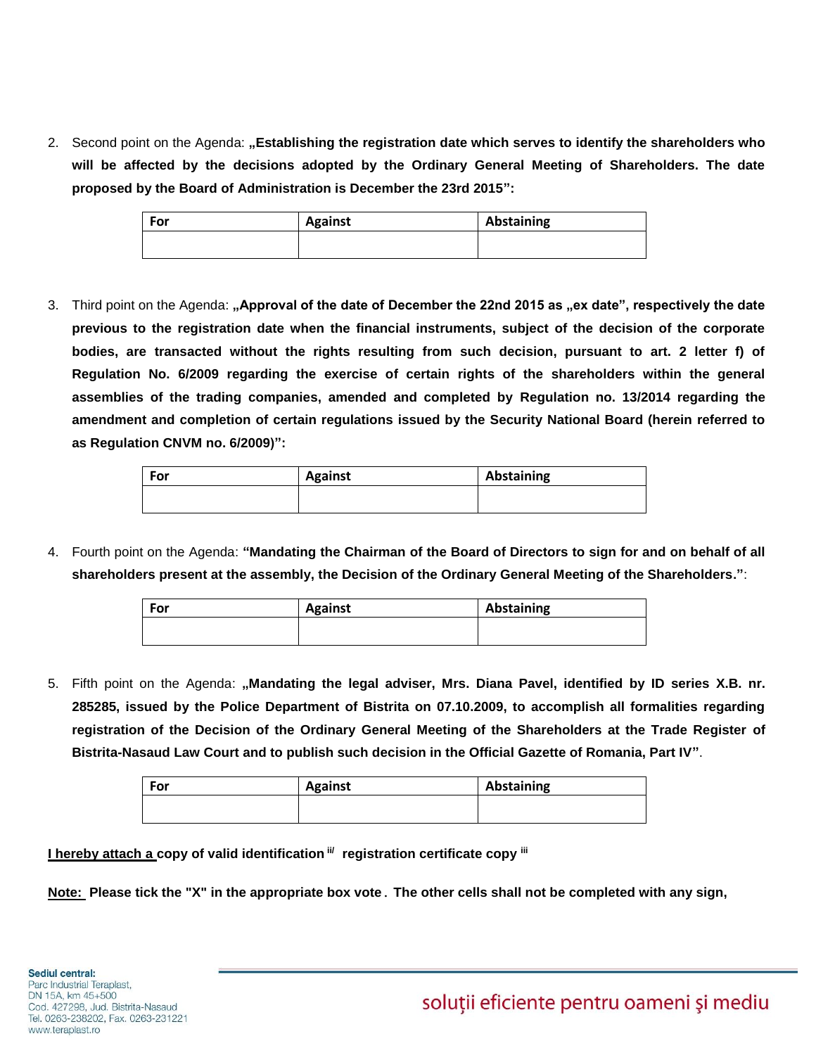2. Second point on the Agenda: **„Establishing the registration date which serves to identify the shareholders who will be affected by the decisions adopted by the Ordinary General Meeting of Shareholders. The date proposed by the Board of Administration is December the 23rd 2015”:**

| For | Against | Abstaining |
|---|---|---|
| | | |

3. Third point on the Agenda: **„Approval of the date of December the 22nd 2015 as „ex date”, respectively the date previous to the registration date when the financial instruments, subject of the decision of the corporate bodies, are transacted without the rights resulting from such decision, pursuant to art. 2 letter f) of Regulation No. 6/2009 regarding the exercise of certain rights of the shareholders within the general assemblies of the trading companies, amended and completed by Regulation no. 13/2014 regarding the amendment and completion of certain regulations issued by the Security National Board (herein referred to as Regulation CNVM no. 6/2009)”:**

| For | Against | Abstaining |
|---|---|---|
| | | |

4. Fourth point on the Agenda: **“Mandating the Chairman of the Board of Directors to sign for and on behalf of all shareholders present at the assembly, the Decision of the Ordinary General Meeting of the Shareholders.”**:

| For | Against | Abstaining |
|---|---|---|
| | | |

5. Fifth point on the Agenda: **„Mandating the legal adviser, Mrs. Diana Pavel, identified by ID series X.B. nr. 285285, issued by the Police Department of Bistrita on 07.10.2009, to accomplish all formalities regarding registration of the Decision of the Ordinary General Meeting of the Shareholders at the Trade Register of Bistrita-Nasaud Law Court and to publish such decision in the Official Gazette of Romania, Part IV”**.

| For | Against | Abstaining |
|---|---|---|
| | | |

**<u>I hereby attach a </u>copy of valid identification [ii]/ registration certificate copy [iii]**

**<u>Note: </u> Please tick the "X" in the appropriate box vote. The other cells shall not be completed with any sign,**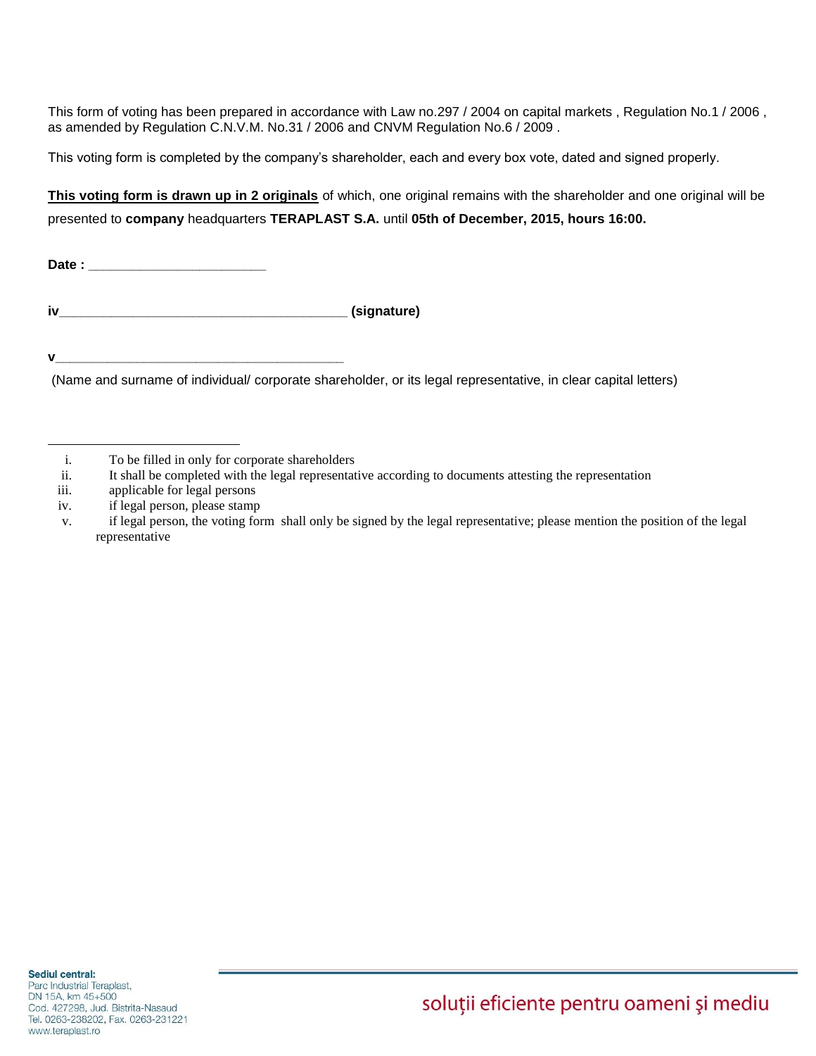This form of voting has been prepared in accordance with Law no.297 / 2004 on capital markets , Regulation No.1 / 2006 , as amended by Regulation C.N.V.M. No.31 / 2006 and CNVM Regulation No.6 / 2009 .

This voting form is completed by the company's shareholder, each and every box vote, dated and signed properly.

**This voting form is drawn up in 2 originals** of which, one original remains with the shareholder and one original will be presented to **company** headquarters **TERAPLAST S.A.** until **05th of December, 2015, hours 16:00.**

**Date : ________________________**

**iv________________________________________ (signature)**

**v________________________________________**

(Name and surname of individual/ corporate shareholder, or its legal representative, in clear capital letters)

---

i. To be filled in only for corporate shareholders
ii. It shall be completed with the legal representative according to documents attesting the representation
iii. applicable for legal persons
iv. if legal person, please stamp
v. if legal person, the voting form shall only be signed by the legal representative; please mention the position of the legal representative

**Sediul central:**
Parc Industrial Teraplast,
DN 15A, km 45+500
Cod. 427298, Jud. Bistrita-Nasaud
Tel. 0263-238202, Fax. 0263-231221
www.teraplast.ro

soluții eficiente pentru oameni şi mediu